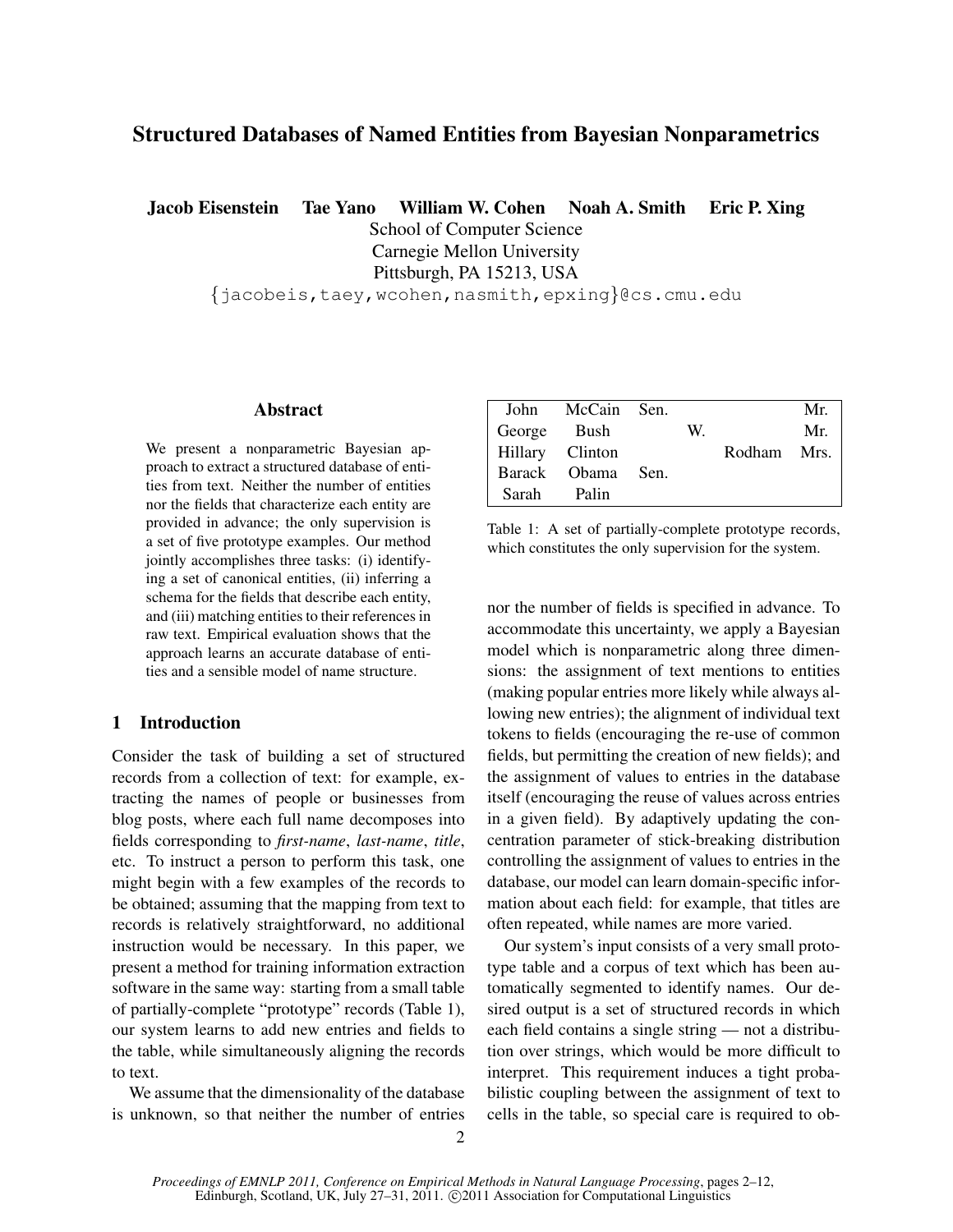# Structured Databases of Named Entities from Bayesian Nonparametrics

**Jacob Eisenstein  Tae Yano  William W. Cohen  Noah A. Smith  Eric P. Xing**

School of Computer Science
Carnegie Mellon University
Pittsburgh, PA 15213, USA
{jacobeis,taey,wcohen,nasmith,epxing}@cs.cmu.edu

## Abstract

We present a nonparametric Bayesian approach to extract a structured database of entities from text. Neither the number of entities nor the fields that characterize each entity are provided in advance; the only supervision is a set of five prototype examples. Our method jointly accomplishes three tasks: (i) identifying a set of canonical entities, (ii) inferring a schema for the fields that describe each entity, and (iii) matching entities to their references in raw text. Empirical evaluation shows that the approach learns an accurate database of entities and a sensible model of name structure.

## 1 Introduction

Consider the task of building a set of structured records from a collection of text: for example, extracting the names of people or businesses from blog posts, where each full name decomposes into fields corresponding to *first-name*, *last-name*, *title*, etc. To instruct a person to perform this task, one might begin with a few examples of the records to be obtained; assuming that the mapping from text to records is relatively straightforward, no additional instruction would be necessary. In this paper, we present a method for training information extraction software in the same way: starting from a small table of partially-complete "prototype" records (Table 1), our system learns to add new entries and fields to the table, while simultaneously aligning the records to text.

| | | | | | |
|---|---|---|---|---|---|
| John | McCain | Sen. | | | Mr. |
| George | Bush | | W. | | Mr. |
| Hillary | Clinton | | | Rodham | Mrs. |
| Barack | Obama | Sen. | | | |
| Sarah | Palin | | | | |

Table 1: A set of partially-complete prototype records, which constitutes the only supervision for the system.

We assume that the dimensionality of the database is unknown, so that neither the number of entries nor the number of fields is specified in advance. To accommodate this uncertainty, we apply a Bayesian model which is nonparametric along three dimensions: the assignment of text mentions to entities (making popular entries more likely while always allowing new entries); the alignment of individual text tokens to fields (encouraging the re-use of common fields, but permitting the creation of new fields); and the assignment of values to entries in the database itself (encouraging the reuse of values across entries in a given field). By adaptively updating the concentration parameter of stick-breaking distribution controlling the assignment of values to entries in the database, our model can learn domain-specific information about each field: for example, that titles are often repeated, while names are more varied.

Our system's input consists of a very small prototype table and a corpus of text which has been automatically segmented to identify names. Our desired output is a set of structured records in which each field contains a single string — not a distribution over strings, which would be more difficult to interpret. This requirement induces a tight probabilistic coupling between the assignment of text to cells in the table, so special care is required to ob-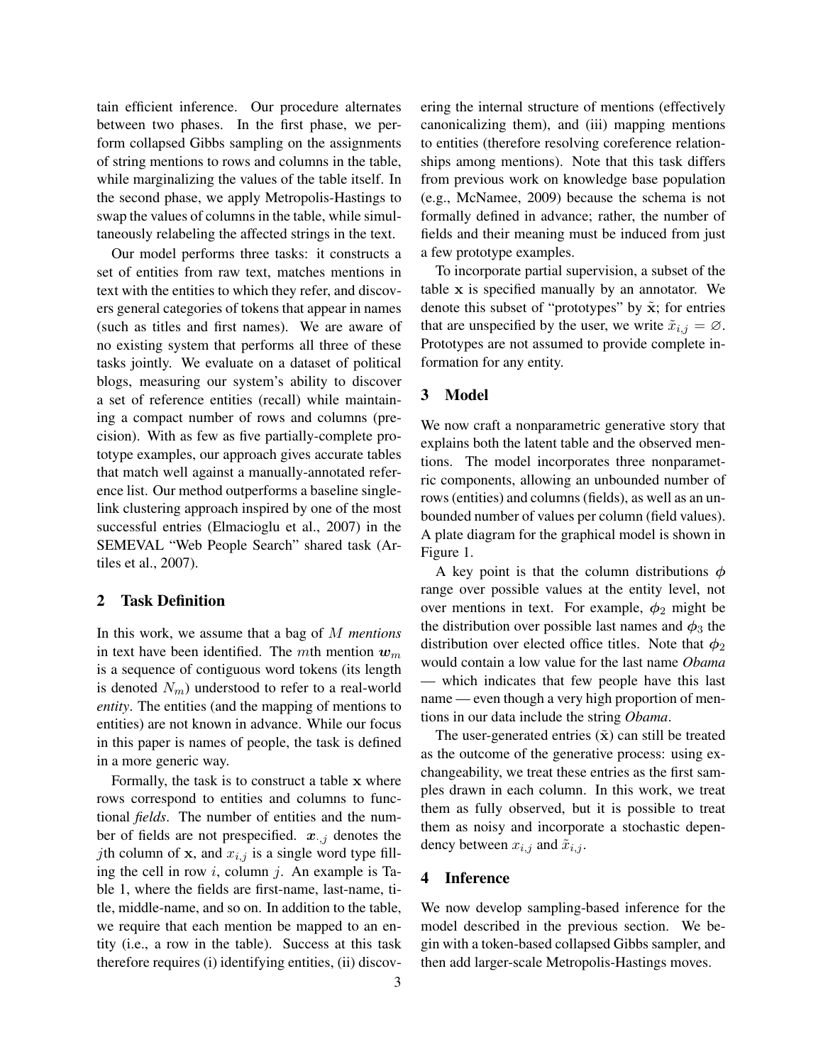tain efficient inference. Our procedure alternates between two phases. In the first phase, we perform collapsed Gibbs sampling on the assignments of string mentions to rows and columns in the table, while marginalizing the values of the table itself. In the second phase, we apply Metropolis-Hastings to swap the values of columns in the table, while simultaneously relabeling the affected strings in the text.

Our model performs three tasks: it constructs a set of entities from raw text, matches mentions in text with the entities to which they refer, and discovers general categories of tokens that appear in names (such as titles and first names). We are aware of no existing system that performs all three of these tasks jointly. We evaluate on a dataset of political blogs, measuring our system's ability to discover a set of reference entities (recall) while maintaining a compact number of rows and columns (precision). With as few as five partially-complete prototype examples, our approach gives accurate tables that match well against a manually-annotated reference list. Our method outperforms a baseline single-link clustering approach inspired by one of the most successful entries (Elmacioglu et al., 2007) in the SEMEVAL "Web People Search" shared task (Artiles et al., 2007).

## 2 Task Definition

In this work, we assume that a bag of $M$ *mentions* in text have been identified. The $m$th mention $\boldsymbol{w}_m$ is a sequence of contiguous word tokens (its length is denoted $N_m$) understood to refer to a real-world *entity*. The entities (and the mapping of mentions to entities) are not known in advance. While our focus in this paper is names of people, the task is defined in a more generic way.

Formally, the task is to construct a table $\mathbf{x}$ where rows correspond to entities and columns to functional *fields*. The number of entities and the number of fields are not prespecified. $\boldsymbol{x}_{\cdot,j}$ denotes the $j$th column of $\mathbf{x}$, and $x_{i,j}$ is a single word type filling the cell in row $i$, column $j$. An example is Table 1, where the fields are first-name, last-name, title, middle-name, and so on. In addition to the table, we require that each mention be mapped to an entity (i.e., a row in the table). Success at this task therefore requires (i) identifying entities, (ii) discovering the internal structure of mentions (effectively canonicalizing them), and (iii) mapping mentions to entities (therefore resolving coreference relationships among mentions). Note that this task differs from previous work on knowledge base population (e.g., McNamee, 2009) because the schema is not formally defined in advance; rather, the number of fields and their meaning must be induced from just a few prototype examples.

To incorporate partial supervision, a subset of the table $\mathbf{x}$ is specified manually by an annotator. We denote this subset of "prototypes" by $\tilde{\mathbf{x}}$; for entries that are unspecified by the user, we write $\tilde{x}_{i,j} = \varnothing$. Prototypes are not assumed to provide complete information for any entity.

## 3 Model

We now craft a nonparametric generative story that explains both the latent table and the observed mentions. The model incorporates three nonparametric components, allowing an unbounded number of rows (entities) and columns (fields), as well as an unbounded number of values per column (field values). A plate diagram for the graphical model is shown in Figure 1.

A key point is that the column distributions $\boldsymbol{\phi}$ range over possible values at the entity level, not over mentions in text. For example, $\boldsymbol{\phi}_2$ might be the distribution over possible last names and $\boldsymbol{\phi}_3$ the distribution over elected office titles. Note that $\boldsymbol{\phi}_2$ would contain a low value for the last name *Obama* — which indicates that few people have this last name — even though a very high proportion of mentions in our data include the string *Obama*.

The user-generated entries ($\tilde{\mathbf{x}}$) can still be treated as the outcome of the generative process: using exchangeability, we treat these entries as the first samples drawn in each column. In this work, we treat them as fully observed, but it is possible to treat them as noisy and incorporate a stochastic dependency between $x_{i,j}$ and $\tilde{x}_{i,j}$.

## 4 Inference

We now develop sampling-based inference for the model described in the previous section. We begin with a token-based collapsed Gibbs sampler, and then add larger-scale Metropolis-Hastings moves.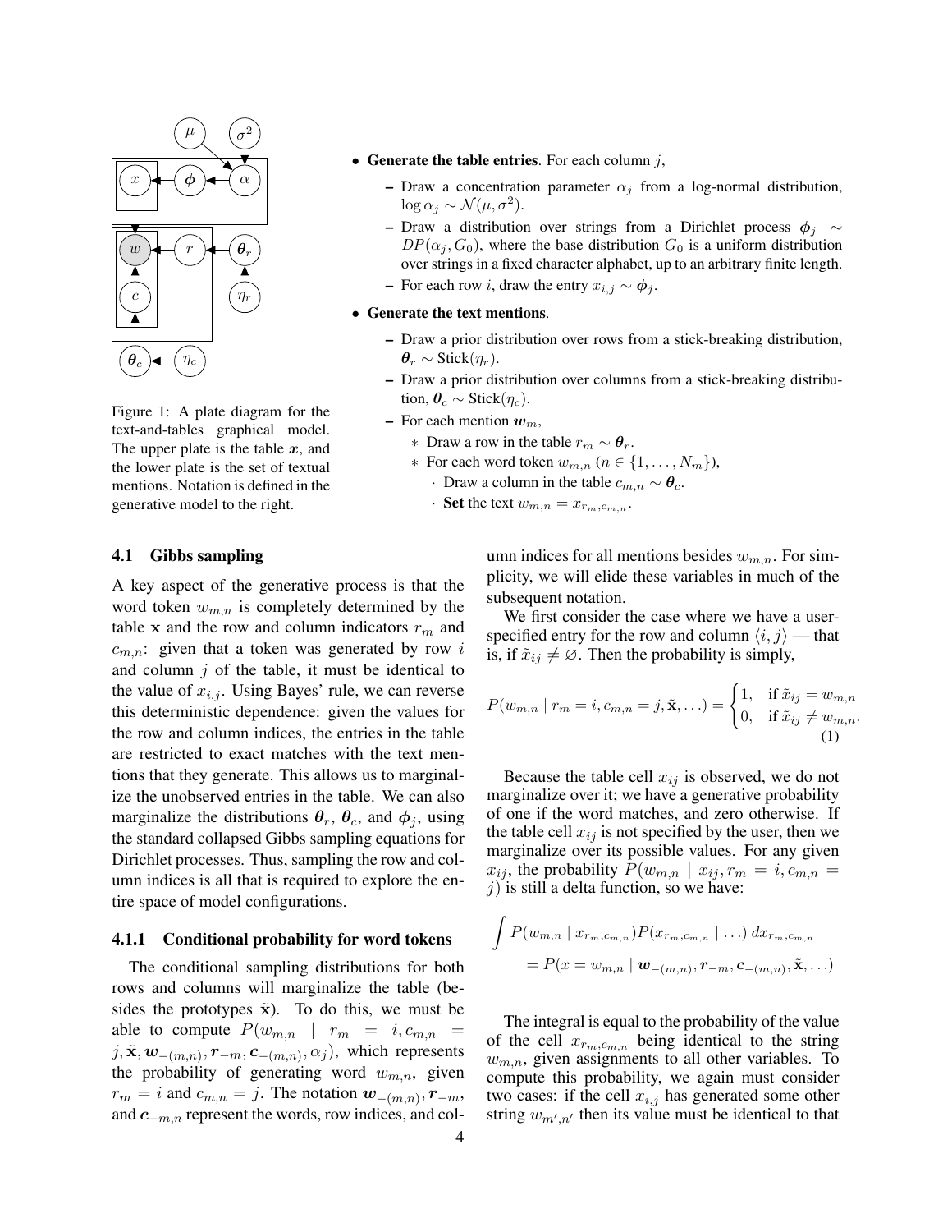Figure 1: A plate diagram for the text-and-tables graphical model. The upper plate is the table $\boldsymbol{x}$, and the lower plate is the set of textual mentions. Notation is defined in the generative model to the right.

- **Generate the table entries**. For each column $j$,
  - Draw a concentration parameter $\alpha_j$ from a log-normal distribution, $\log \alpha_j \sim \mathcal{N}(\mu, \sigma^2)$.
  - Draw a distribution over strings from a Dirichlet process $\boldsymbol{\phi}_j \sim DP(\alpha_j, G_0)$, where the base distribution $G_0$ is a uniform distribution over strings in a fixed character alphabet, up to an arbitrary finite length.
  - For each row $i$, draw the entry $x_{i,j} \sim \boldsymbol{\phi}_j$.
- **Generate the text mentions**.
  - Draw a prior distribution over rows from a stick-breaking distribution, $\boldsymbol{\theta}_r \sim \text{Stick}(\eta_r)$.
  - Draw a prior distribution over columns from a stick-breaking distribution, $\boldsymbol{\theta}_c \sim \text{Stick}(\eta_c)$.
  - For each mention $\boldsymbol{w}_m$,
    - Draw a row in the table $r_m \sim \boldsymbol{\theta}_r$.
    - For each word token $w_{m,n}$ ($n \in \{1, \ldots, N_m\}$),
      - Draw a column in the table $c_{m,n} \sim \boldsymbol{\theta}_c$.
      - **Set** the text $w_{m,n} = x_{r_m, c_{m,n}}$.

### 4.1 Gibbs sampling

A key aspect of the generative process is that the word token $w_{m,n}$ is completely determined by the table $\mathbf{x}$ and the row and column indicators $r_m$ and $c_{m,n}$: given that a token was generated by row $i$ and column $j$ of the table, it must be identical to the value of $x_{i,j}$. Using Bayes' rule, we can reverse this deterministic dependence: given the values for the row and column indices, the entries in the table are restricted to exact matches with the text mentions that they generate. This allows us to marginalize the unobserved entries in the table. We can also marginalize the distributions $\boldsymbol{\theta}_r$, $\boldsymbol{\theta}_c$, and $\boldsymbol{\phi}_j$, using the standard collapsed Gibbs sampling equations for Dirichlet processes. Thus, sampling the row and column indices is all that is required to explore the entire space of model configurations.

#### 4.1.1 Conditional probability for word tokens

The conditional sampling distributions for both rows and columns will marginalize the table (besides the prototypes $\tilde{\mathbf{x}}$). To do this, we must be able to compute $P(w_{m,n} \mid r_m = i, c_{m,n} = j, \tilde{\mathbf{x}}, \boldsymbol{w}_{-(m,n)}, \boldsymbol{r}_{-m}, \boldsymbol{c}_{-(m,n)}, \alpha_j)$, which represents the probability of generating word $w_{m,n}$, given $r_m = i$ and $c_{m,n} = j$. The notation $\boldsymbol{w}_{-(m,n)}, \boldsymbol{r}_{-m}$, and $\boldsymbol{c}_{-m,n}$ represent the words, row indices, and column indices for all mentions besides $w_{m,n}$. For simplicity, we will elide these variables in much of the subsequent notation.

We first consider the case where we have a user-specified entry for the row and column $\langle i, j \rangle$ — that is, if $\tilde{x}_{ij} \neq \varnothing$. Then the probability is simply,

$$P(w_{m,n} \mid r_m = i, c_{m,n} = j, \tilde{\mathbf{x}}, \ldots) = \begin{cases} 1, & \text{if } \tilde{x}_{ij} = w_{m,n} \\ 0, & \text{if } \tilde{x}_{ij} \neq w_{m,n}. \end{cases} \tag{1}$$

Because the table cell $x_{ij}$ is observed, we do not marginalize over it; we have a generative probability of one if the word matches, and zero otherwise. If the table cell $x_{ij}$ is not specified by the user, then we marginalize over its possible values. For any given $x_{ij}$, the probability $P(w_{m,n} \mid x_{ij}, r_m = i, c_{m,n} = j)$ is still a delta function, so we have:

$$\int P(w_{m,n} \mid x_{r_m, c_{m,n}}) P(x_{r_m, c_{m,n}} \mid \ldots) \, dx_{r_m, c_{m,n}} = P(x = w_{m,n} \mid \boldsymbol{w}_{-(m,n)}, \boldsymbol{r}_{-m}, \boldsymbol{c}_{-(m,n)}, \tilde{\mathbf{x}}, \ldots)$$

The integral is equal to the probability of the value of the cell $x_{r_m, c_{m,n}}$ being identical to the string $w_{m,n}$, given assignments to all other variables. To compute this probability, we again must consider two cases: if the cell $x_{i,j}$ has generated some other string $w_{m',n'}$ then its value must be identical to that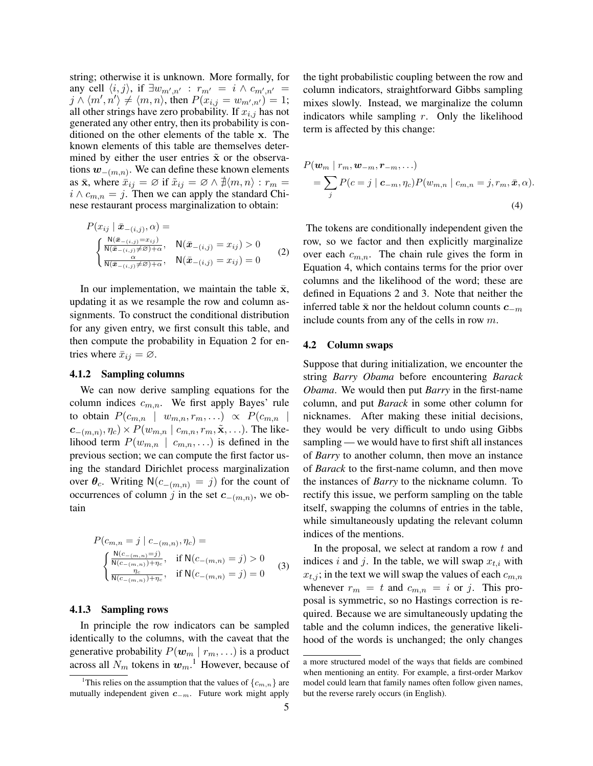string; otherwise it is unknown. More formally, for any cell $\langle i, j \rangle$, if $\exists w_{m',n'} : r_{m'} = i \wedge c_{m',n'} = j \wedge \langle m', n' \rangle \neq \langle m, n \rangle$, then $P(x_{i,j} = w_{m',n'}) = 1$; all other strings have zero probability. If $x_{i,j}$ has not generated any other entry, then its probability is conditioned on the other elements of the table $\mathbf{x}$. The known elements of this table are themselves determined by either the user entries $\tilde{\mathbf{x}}$ or the observations $\boldsymbol{w}_{-(m,n)}$. We can define these known elements as $\bar{\mathbf{x}}$, where $\bar{x}_{ij} = \varnothing$ if $\tilde{x}_{ij} = \varnothing \wedge \nexists \langle m, n \rangle : r_m = i \wedge c_{m,n} = j$. Then we can apply the standard Chinese restaurant process marginalization to obtain:

$$P(x_{ij} \mid \bar{\boldsymbol{x}}_{-(i,j)}, \alpha) = \begin{cases} \frac{\mathsf{N}(\bar{\boldsymbol{x}}_{-(i,j)} = x_{ij})}{\mathsf{N}(\bar{\boldsymbol{x}}_{-(i,j)} \neq \varnothing) + \alpha}, & \mathsf{N}(\bar{\boldsymbol{x}}_{-(i,j)} = x_{ij}) > 0 \\ \frac{\alpha}{\mathsf{N}(\bar{\boldsymbol{x}}_{-(i,j)} \neq \varnothing) + \alpha}, & \mathsf{N}(\bar{\boldsymbol{x}}_{-(i,j)} = x_{ij}) = 0 \end{cases} \tag{2}$$

In our implementation, we maintain the table $\bar{\mathbf{x}}$, updating it as we resample the row and column assignments. To construct the conditional distribution for any given entry, we first consult this table, and then compute the probability in Equation 2 for entries where $\bar{x}_{ij} = \varnothing$.

#### 4.1.2 Sampling columns

We can now derive sampling equations for the column indices $c_{m,n}$. We first apply Bayes' rule to obtain $P(c_{m,n} \mid w_{m,n}, r_m, \ldots) \propto P(c_{m,n} \mid \boldsymbol{c}_{-(m,n)}, \eta_c) \times P(w_{m,n} \mid c_{m,n}, r_m, \tilde{\mathbf{x}}, \ldots)$. The likelihood term $P(w_{m,n} \mid c_{m,n}, \ldots)$ is defined in the previous section; we can compute the first factor using the standard Dirichlet process marginalization over $\boldsymbol{\theta}_c$. Writing $\mathsf{N}(c_{-(m,n)} = j)$ for the count of occurrences of column $j$ in the set $\boldsymbol{c}_{-(m,n)}$, we obtain

$$P(c_{m,n} = j \mid c_{-(m,n)}, \eta_c) = \begin{cases} \frac{\mathsf{N}(c_{-(m,n)} = j)}{\mathsf{N}(c_{-(m,n)}) + \eta_c}, & \text{if } \mathsf{N}(c_{-(m,n)} = j) > 0 \\ \frac{\eta_c}{\mathsf{N}(c_{-(m,n)}) + \eta_c}, & \text{if } \mathsf{N}(c_{-(m,n)} = j) = 0 \end{cases} \tag{3}$$

#### 4.1.3 Sampling rows

In principle the row indicators can be sampled identically to the columns, with the caveat that the generative probability $P(\boldsymbol{w}_m \mid r_m, \ldots)$ is a product across all $N_m$ tokens in $\boldsymbol{w}_m$.[1] However, because of the tight probabilistic coupling between the row and column indicators, straightforward Gibbs sampling mixes slowly. Instead, we marginalize the column indicators while sampling $r$. Only the likelihood term is affected by this change:

$$\begin{aligned} &P(\boldsymbol{w}_m \mid r_m, \boldsymbol{w}_{-m}, \boldsymbol{r}_{-m}, \ldots) \\ &= \sum_j P(c = j \mid \boldsymbol{c}_{-m}, \eta_c) P(w_{m,n} \mid c_{m,n} = j, r_m, \bar{\boldsymbol{x}}, \alpha). \end{aligned} \tag{4}$$

The tokens are conditionally independent given the row, so we factor and then explicitly marginalize over each $c_{m,n}$. The chain rule gives the form in Equation 4, which contains terms for the prior over columns and the likelihood of the word; these are defined in Equations 2 and 3. Note that neither the inferred table $\bar{\mathbf{x}}$ nor the heldout column counts $\boldsymbol{c}_{-m}$ include counts from any of the cells in row $m$.

### 4.2 Column swaps

Suppose that during initialization, we encounter the string *Barry Obama* before encountering *Barack Obama*. We would then put *Barry* in the first-name column, and put *Barack* in some other column for nicknames. After making these initial decisions, they would be very difficult to undo using Gibbs sampling — we would have to first shift all instances of *Barry* to another column, then move an instance of *Barack* to the first-name column, and then move the instances of *Barry* to the nickname column. To rectify this issue, we perform sampling on the table itself, swapping the columns of entries in the table, while simultaneously updating the relevant column indices of the mentions.

In the proposal, we select at random a row $t$ and indices $i$ and $j$. In the table, we will swap $x_{t,i}$ with $x_{t,j}$; in the text we will swap the values of each $c_{m,n}$ whenever $r_m = t$ and $c_{m,n} = i$ or $j$. This proposal is symmetric, so no Hastings correction is required. Because we are simultaneously updating the table and the column indices, the generative likelihood of the words is unchanged; the only changes

---

[1] This relies on the assumption that the values of $\{c_{m,n}\}$ are mutually independent given $\boldsymbol{c}_{-m}$. Future work might apply a more structured model of the ways that fields are combined when mentioning an entity. For example, a first-order Markov model could learn that family names often follow given names, but the reverse rarely occurs (in English).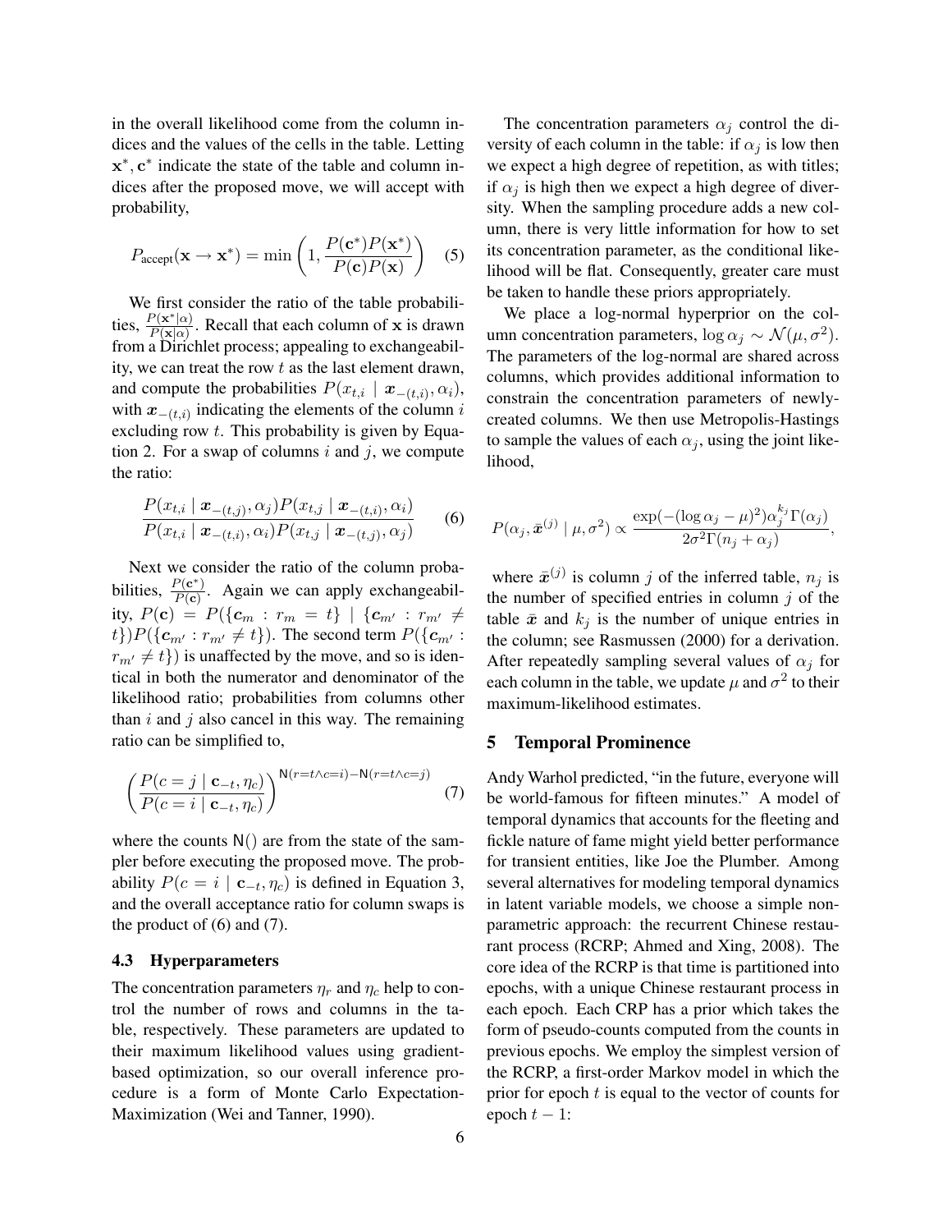in the overall likelihood come from the column indices and the values of the cells in the table. Letting $\mathbf{x}^*, \mathbf{c}^*$ indicate the state of the table and column indices after the proposed move, we will accept with probability,

$$P_{\text{accept}}(\mathbf{x} \rightarrow \mathbf{x}^*) = \min\left(1, \frac{P(\mathbf{c}^*)P(\mathbf{x}^*)}{P(\mathbf{c})P(\mathbf{x})}\right) \quad (5)$$

We first consider the ratio of the table probabilities, $\frac{P(\mathbf{x}^*|\alpha)}{P(\mathbf{x}|\alpha)}$. Recall that each column of $\mathbf{x}$ is drawn from a Dirichlet process; appealing to exchangeability, we can treat the row $t$ as the last element drawn, and compute the probabilities $P(x_{t,i} \mid \boldsymbol{x}_{-(t,i)}, \alpha_i)$, with $\boldsymbol{x}_{-(t,i)}$ indicating the elements of the column $i$ excluding row $t$. This probability is given by Equation 2. For a swap of columns $i$ and $j$, we compute the ratio:

$$\frac{P(x_{t,i} \mid \boldsymbol{x}_{-(t,j)}, \alpha_j)P(x_{t,j} \mid \boldsymbol{x}_{-(t,i)}, \alpha_i)}{P(x_{t,i} \mid \boldsymbol{x}_{-(t,i)}, \alpha_i)P(x_{t,j} \mid \boldsymbol{x}_{-(t,j)}, \alpha_j)} \quad (6)$$

Next we consider the ratio of the column probabilities, $\frac{P(\mathbf{c}^*)}{P(\mathbf{c})}$. Again we can apply exchangeability, $P(\mathbf{c}) = P(\{\boldsymbol{c}_m : r_m = t\} \mid \{\boldsymbol{c}_{m'} : r_{m'} \neq t\})P(\{\boldsymbol{c}_{m'} : r_{m'} \neq t\})$. The second term $P(\{\boldsymbol{c}_{m'} : r_{m'} \neq t\})$ is unaffected by the move, and so is identical in both the numerator and denominator of the likelihood ratio; probabilities from columns other than $i$ and $j$ also cancel in this way. The remaining ratio can be simplified to,

$$\left(\frac{P(c = j \mid \mathbf{c}_{-t}, \eta_c)}{P(c = i \mid \mathbf{c}_{-t}, \eta_c)}\right)^{\mathsf{N}(r=t \wedge c=i) - \mathsf{N}(r=t \wedge c=j)} \quad (7)$$

where the counts $\mathsf{N}()$ are from the state of the sampler before executing the proposed move. The probability $P(c = i \mid \mathbf{c}_{-t}, \eta_c)$ is defined in Equation 3, and the overall acceptance ratio for column swaps is the product of (6) and (7).

### 4.3 Hyperparameters

The concentration parameters $\eta_r$ and $\eta_c$ help to control the number of rows and columns in the table, respectively. These parameters are updated to their maximum likelihood values using gradient-based optimization, so our overall inference procedure is a form of Monte Carlo Expectation-Maximization (Wei and Tanner, 1990).

The concentration parameters $\alpha_j$ control the diversity of each column in the table: if $\alpha_j$ is low then we expect a high degree of repetition, as with titles; if $\alpha_j$ is high then we expect a high degree of diversity. When the sampling procedure adds a new column, there is very little information for how to set its concentration parameter, as the conditional likelihood will be flat. Consequently, greater care must be taken to handle these priors appropriately.

We place a log-normal hyperprior on the column concentration parameters, $\log \alpha_j \sim \mathcal{N}(\mu, \sigma^2)$. The parameters of the log-normal are shared across columns, which provides additional information to constrain the concentration parameters of newly-created columns. We then use Metropolis-Hastings to sample the values of each $\alpha_j$, using the joint likelihood,

$$P(\alpha_j, \bar{\boldsymbol{x}}^{(j)} \mid \mu, \sigma^2) \propto \frac{\exp(-(\log \alpha_j - \mu)^2)\alpha_j^{k_j}\Gamma(\alpha_j)}{2\sigma^2\Gamma(n_j + \alpha_j)},$$

where $\bar{\boldsymbol{x}}^{(j)}$ is column $j$ of the inferred table, $n_j$ is the number of specified entries in column $j$ of the table $\bar{\boldsymbol{x}}$ and $k_j$ is the number of unique entries in the column; see Rasmussen (2000) for a derivation. After repeatedly sampling several values of $\alpha_j$ for each column in the table, we update $\mu$ and $\sigma^2$ to their maximum-likelihood estimates.

## 5 Temporal Prominence

Andy Warhol predicted, "in the future, everyone will be world-famous for fifteen minutes." A model of temporal dynamics that accounts for the fleeting and fickle nature of fame might yield better performance for transient entities, like Joe the Plumber. Among several alternatives for modeling temporal dynamics in latent variable models, we choose a simple non-parametric approach: the recurrent Chinese restaurant process (RCRP; Ahmed and Xing, 2008). The core idea of the RCRP is that time is partitioned into epochs, with a unique Chinese restaurant process in each epoch. Each CRP has a prior which takes the form of pseudo-counts computed from the counts in previous epochs. We employ the simplest version of the RCRP, a first-order Markov model in which the prior for epoch $t$ is equal to the vector of counts for epoch $t - 1$: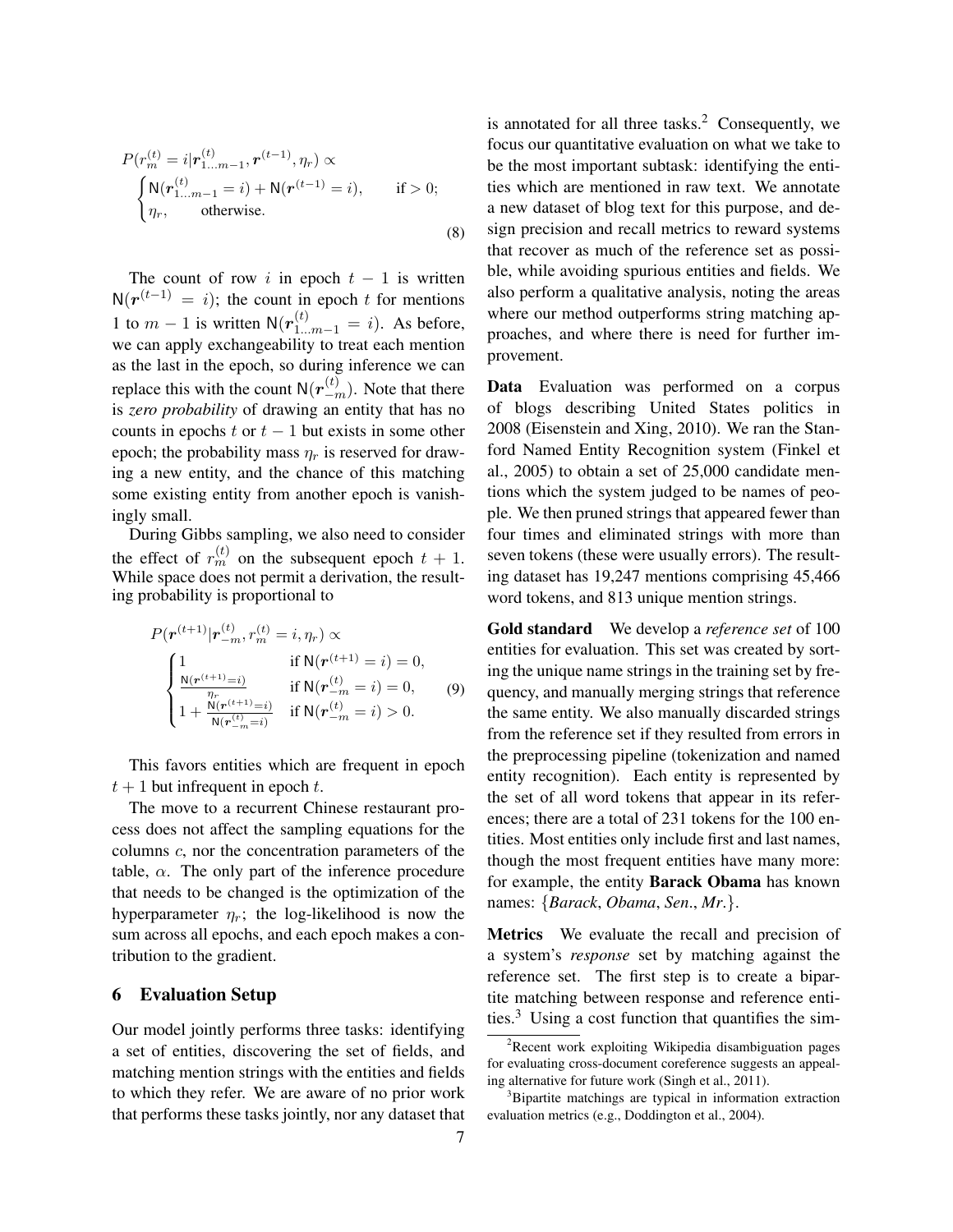$$P(r_m^{(t)} = i | \boldsymbol{r}_{1 \ldots m-1}^{(t)}, \boldsymbol{r}^{(t-1)}, \eta_r) \propto \begin{cases} \mathsf{N}(\boldsymbol{r}_{1 \ldots m-1}^{(t)} = i) + \mathsf{N}(\boldsymbol{r}^{(t-1)} = i), & \text{if} > 0; \\ \eta_r, & \text{otherwise.} \end{cases} \tag{8}$$

The count of row $i$ in epoch $t-1$ is written $\mathsf{N}(\boldsymbol{r}^{(t-1)} = i)$; the count in epoch $t$ for mentions 1 to $m-1$ is written $\mathsf{N}(\boldsymbol{r}_{1 \ldots m-1}^{(t)} = i)$. As before, we can apply exchangeability to treat each mention as the last in the epoch, so during inference we can replace this with the count $\mathsf{N}(\boldsymbol{r}_{-m}^{(t)})$. Note that there is *zero probability* of drawing an entity that has no counts in epochs $t$ or $t-1$ but exists in some other epoch; the probability mass $\eta_r$ is reserved for drawing a new entity, and the chance of this matching some existing entity from another epoch is vanishingly small.

During Gibbs sampling, we also need to consider the effect of $r_m^{(t)}$ on the subsequent epoch $t+1$. While space does not permit a derivation, the resulting probability is proportional to

$$P(\boldsymbol{r}^{(t+1)} | \boldsymbol{r}_{-m}^{(t)}, r_m^{(t)} = i, \eta_r) \propto \begin{cases} 1 & \text{if } \mathsf{N}(\boldsymbol{r}^{(t+1)} = i) = 0, \\ \frac{\mathsf{N}(\boldsymbol{r}^{(t+1)} = i)}{\eta_r} & \text{if } \mathsf{N}(\boldsymbol{r}_{-m}^{(t)} = i) = 0, \\ 1 + \frac{\mathsf{N}(\boldsymbol{r}^{(t+1)} = i)}{\mathsf{N}(\boldsymbol{r}_{-m}^{(t)} = i)} & \text{if } \mathsf{N}(\boldsymbol{r}_{-m}^{(t)} = i) > 0. \end{cases} \tag{9}$$

This favors entities which are frequent in epoch $t+1$ but infrequent in epoch $t$.

The move to a recurrent Chinese restaurant process does not affect the sampling equations for the columns $c$, nor the concentration parameters of the table, $\alpha$. The only part of the inference procedure that needs to be changed is the optimization of the hyperparameter $\eta_r$; the log-likelihood is now the sum across all epochs, and each epoch makes a contribution to the gradient.

## 6 Evaluation Setup

Our model jointly performs three tasks: identifying a set of entities, discovering the set of fields, and matching mention strings with the entities and fields to which they refer. We are aware of no prior work that performs these tasks jointly, nor any dataset that is annotated for all three tasks.[2] Consequently, we focus our quantitative evaluation on what we take to be the most important subtask: identifying the entities which are mentioned in raw text. We annotate a new dataset of blog text for this purpose, and design precision and recall metrics to reward systems that recover as much of the reference set as possible, while avoiding spurious entities and fields. We also perform a qualitative analysis, noting the areas where our method outperforms string matching approaches, and where there is need for further improvement.

**Data** Evaluation was performed on a corpus of blogs describing United States politics in 2008 (Eisenstein and Xing, 2010). We ran the Stanford Named Entity Recognition system (Finkel et al., 2005) to obtain a set of 25,000 candidate mentions which the system judged to be names of people. We then pruned strings that appeared fewer than four times and eliminated strings with more than seven tokens (these were usually errors). The resulting dataset has 19,247 mentions comprising 45,466 word tokens, and 813 unique mention strings.

**Gold standard** We develop a *reference set* of 100 entities for evaluation. This set was created by sorting the unique name strings in the training set by frequency, and manually merging strings that reference the same entity. We also manually discarded strings from the reference set if they resulted from errors in the preprocessing pipeline (tokenization and named entity recognition). Each entity is represented by the set of all word tokens that appear in its references; there are a total of 231 tokens for the 100 entities. Most entities only include first and last names, though the most frequent entities have many more: for example, the entity **Barack Obama** has known names: {*Barack*, *Obama*, *Sen.*, *Mr.*}.

**Metrics** We evaluate the recall and precision of a system's *response* set by matching against the reference set. The first step is to create a bipartite matching between response and reference entities.[3] Using a cost function that quantifies the sim-

[2] Recent work exploiting Wikipedia disambiguation pages for evaluating cross-document coreference suggests an appealing alternative for future work (Singh et al., 2011).

[3] Bipartite matchings are typical in information extraction evaluation metrics (e.g., Doddington et al., 2004).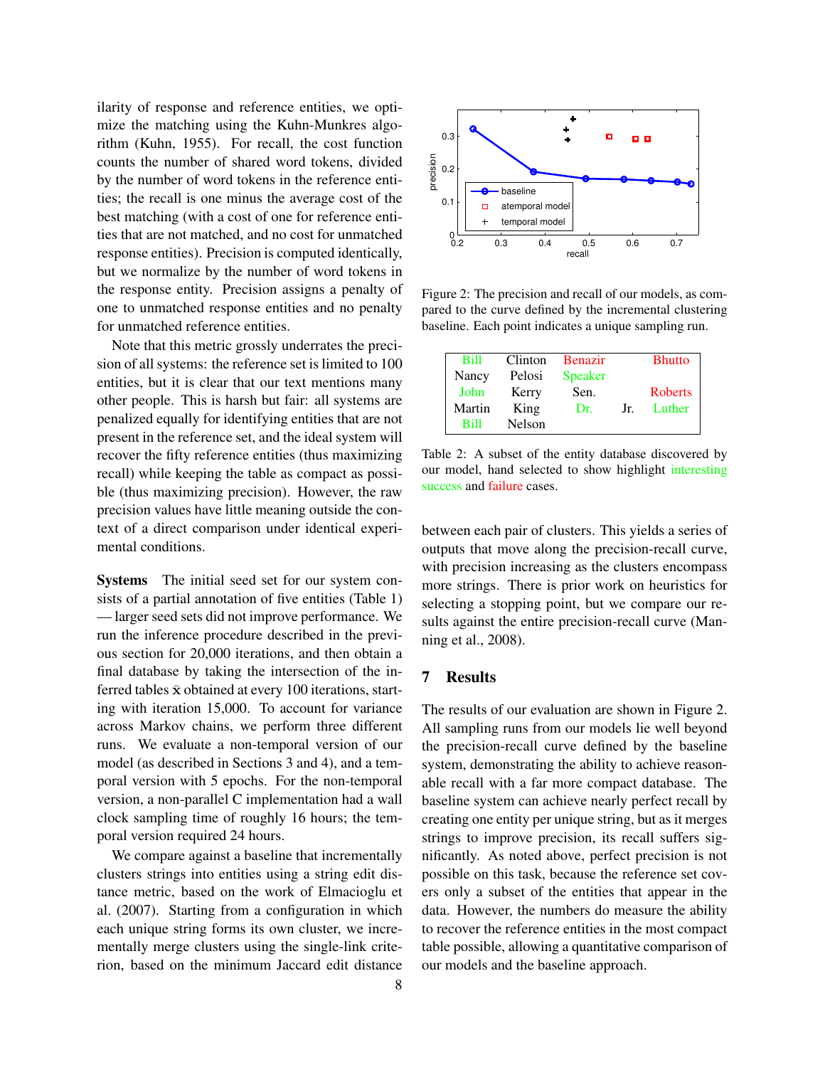ilarity of response and reference entities, we optimize the matching using the Kuhn-Munkres algorithm (Kuhn, 1955). For recall, the cost function counts the number of shared word tokens, divided by the number of word tokens in the reference entities; the recall is one minus the average cost of the best matching (with a cost of one for reference entities that are not matched, and no cost for unmatched response entities). Precision is computed identically, but we normalize by the number of word tokens in the response entity. Precision assigns a penalty of one to unmatched response entities and no penalty for unmatched reference entities.

Note that this metric grossly underrates the precision of all systems: the reference set is limited to 100 entities, but it is clear that our text mentions many other people. This is harsh but fair: all systems are penalized equally for identifying entities that are not present in the reference set, and the ideal system will recover the fifty reference entities (thus maximizing recall) while keeping the table as compact as possible (thus maximizing precision). However, the raw precision values have little meaning outside the context of a direct comparison under identical experimental conditions.

**Systems** The initial seed set for our system consists of a partial annotation of five entities (Table 1) — larger seed sets did not improve performance. We run the inference procedure described in the previous section for 20,000 iterations, and then obtain a final database by taking the intersection of the inferred tables $\bar{\mathbf{x}}$ obtained at every 100 iterations, starting with iteration 15,000. To account for variance across Markov chains, we perform three different runs. We evaluate a non-temporal version of our model (as described in Sections 3 and 4), and a temporal version with 5 epochs. For the non-temporal version, a non-parallel C implementation had a wall clock sampling time of roughly 16 hours; the temporal version required 24 hours.

We compare against a baseline that incrementally clusters strings into entities using a string edit distance metric, based on the work of Elmacioglu et al. (2007). Starting from a configuration in which each unique string forms its own cluster, we incrementally merge clusters using the single-link criterion, based on the minimum Jaccard edit distance between each pair of clusters. This yields a series of outputs that move along the precision-recall curve, with precision increasing as the clusters encompass more strings. There is prior work on heuristics for selecting a stopping point, but we compare our results against the entire precision-recall curve (Manning et al., 2008).

Figure 2: The precision and recall of our models, as compared to the curve defined by the incremental clustering baseline. Each point indicates a unique sampling run.

| | | | | |
|---|---|---|---|---|
| Bill | Clinton | Benazir | | Bhutto |
| Nancy | Pelosi | Speaker | | |
| John | Kerry | Sen. | | Roberts |
| Martin | King | Dr. | Jr. | Luther |
| Bill | Nelson | | | |

Table 2: A subset of the entity database discovered by our model, hand selected to show highlight interesting success and failure cases.

## 7 Results

The results of our evaluation are shown in Figure 2. All sampling runs from our models lie well beyond the precision-recall curve defined by the baseline system, demonstrating the ability to achieve reasonable recall with a far more compact database. The baseline system can achieve nearly perfect recall by creating one entity per unique string, but as it merges strings to improve precision, its recall suffers significantly. As noted above, perfect precision is not possible on this task, because the reference set covers only a subset of the entities that appear in the data. However, the numbers do measure the ability to recover the reference entities in the most compact table possible, allowing a quantitative comparison of our models and the baseline approach.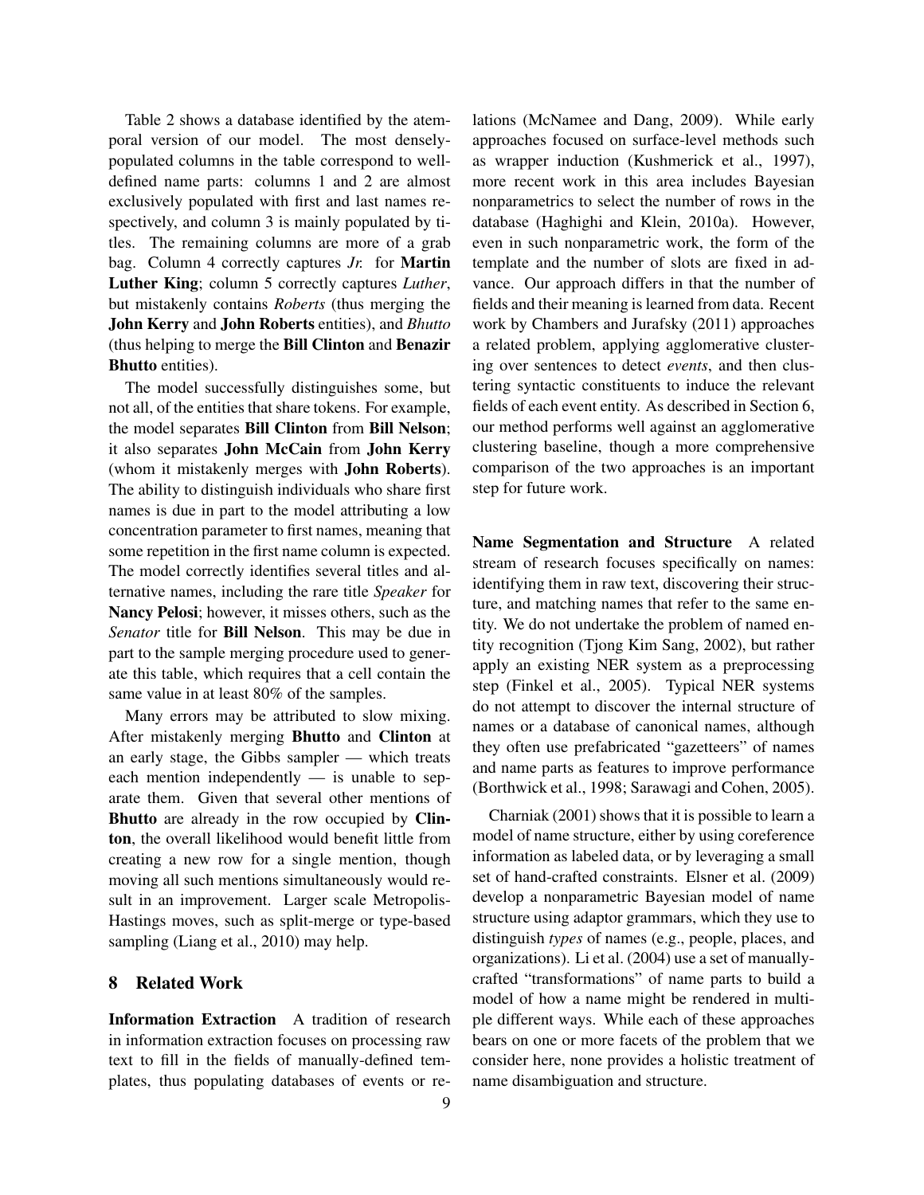Table 2 shows a database identified by the atemporal version of our model. The most densely-populated columns in the table correspond to well-defined name parts: columns 1 and 2 are almost exclusively populated with first and last names respectively, and column 3 is mainly populated by titles. The remaining columns are more of a grab bag. Column 4 correctly captures *Jr.* for **Martin Luther King**; column 5 correctly captures *Luther*, but mistakenly contains *Roberts* (thus merging the **John Kerry** and **John Roberts** entities), and *Bhutto* (thus helping to merge the **Bill Clinton** and **Benazir Bhutto** entities).

The model successfully distinguishes some, but not all, of the entities that share tokens. For example, the model separates **Bill Clinton** from **Bill Nelson**; it also separates **John McCain** from **John Kerry** (whom it mistakenly merges with **John Roberts**). The ability to distinguish individuals who share first names is due in part to the model attributing a low concentration parameter to first names, meaning that some repetition in the first name column is expected. The model correctly identifies several titles and alternative names, including the rare title *Speaker* for **Nancy Pelosi**; however, it misses others, such as the *Senator* title for **Bill Nelson**. This may be due in part to the sample merging procedure used to generate this table, which requires that a cell contain the same value in at least 80% of the samples.

Many errors may be attributed to slow mixing. After mistakenly merging **Bhutto** and **Clinton** at an early stage, the Gibbs sampler — which treats each mention independently — is unable to separate them. Given that several other mentions of **Bhutto** are already in the row occupied by **Clinton**, the overall likelihood would benefit little from creating a new row for a single mention, though moving all such mentions simultaneously would result in an improvement. Larger scale Metropolis-Hastings moves, such as split-merge or type-based sampling (Liang et al., 2010) may help.

## 8 Related Work

**Information Extraction** A tradition of research in information extraction focuses on processing raw text to fill in the fields of manually-defined templates, thus populating databases of events or relations (McNamee and Dang, 2009). While early approaches focused on surface-level methods such as wrapper induction (Kushmerick et al., 1997), more recent work in this area includes Bayesian nonparametrics to select the number of rows in the database (Haghighi and Klein, 2010a). However, even in such nonparametric work, the form of the template and the number of slots are fixed in advance. Our approach differs in that the number of fields and their meaning is learned from data. Recent work by Chambers and Jurafsky (2011) approaches a related problem, applying agglomerative clustering over sentences to detect *events*, and then clustering syntactic constituents to induce the relevant fields of each event entity. As described in Section 6, our method performs well against an agglomerative clustering baseline, though a more comprehensive comparison of the two approaches is an important step for future work.

**Name Segmentation and Structure** A related stream of research focuses specifically on names: identifying them in raw text, discovering their structure, and matching names that refer to the same entity. We do not undertake the problem of named entity recognition (Tjong Kim Sang, 2002), but rather apply an existing NER system as a preprocessing step (Finkel et al., 2005). Typical NER systems do not attempt to discover the internal structure of names or a database of canonical names, although they often use prefabricated "gazetteers" of names and name parts as features to improve performance (Borthwick et al., 1998; Sarawagi and Cohen, 2005).

Charniak (2001) shows that it is possible to learn a model of name structure, either by using coreference information as labeled data, or by leveraging a small set of hand-crafted constraints. Elsner et al. (2009) develop a nonparametric Bayesian model of name structure using adaptor grammars, which they use to distinguish *types* of names (e.g., people, places, and organizations). Li et al. (2004) use a set of manually-crafted "transformations" of name parts to build a model of how a name might be rendered in multiple different ways. While each of these approaches bears on one or more facets of the problem that we consider here, none provides a holistic treatment of name disambiguation and structure.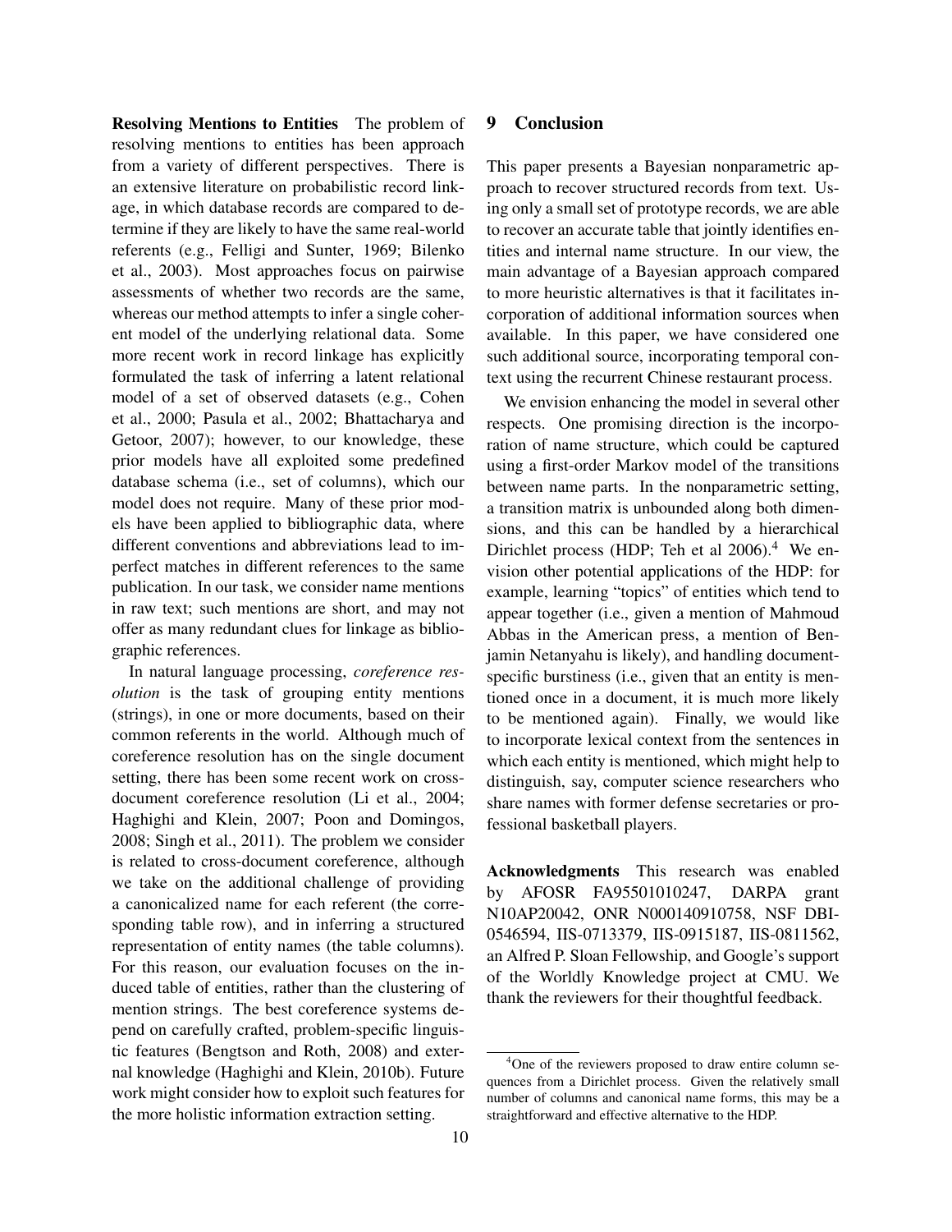**Resolving Mentions to Entities** The problem of resolving mentions to entities has been approach from a variety of different perspectives. There is an extensive literature on probabilistic record linkage, in which database records are compared to determine if they are likely to have the same real-world referents (e.g., Felligi and Sunter, 1969; Bilenko et al., 2003). Most approaches focus on pairwise assessments of whether two records are the same, whereas our method attempts to infer a single coherent model of the underlying relational data. Some more recent work in record linkage has explicitly formulated the task of inferring a latent relational model of a set of observed datasets (e.g., Cohen et al., 2000; Pasula et al., 2002; Bhattacharya and Getoor, 2007); however, to our knowledge, these prior models have all exploited some predefined database schema (i.e., set of columns), which our model does not require. Many of these prior models have been applied to bibliographic data, where different conventions and abbreviations lead to imperfect matches in different references to the same publication. In our task, we consider name mentions in raw text; such mentions are short, and may not offer as many redundant clues for linkage as bibliographic references.

In natural language processing, *coreference resolution* is the task of grouping entity mentions (strings), in one or more documents, based on their common referents in the world. Although much of coreference resolution has on the single document setting, there has been some recent work on cross-document coreference resolution (Li et al., 2004; Haghighi and Klein, 2007; Poon and Domingos, 2008; Singh et al., 2011). The problem we consider is related to cross-document coreference, although we take on the additional challenge of providing a canonicalized name for each referent (the corresponding table row), and in inferring a structured representation of entity names (the table columns). For this reason, our evaluation focuses on the induced table of entities, rather than the clustering of mention strings. The best coreference systems depend on carefully crafted, problem-specific linguistic features (Bengtson and Roth, 2008) and external knowledge (Haghighi and Klein, 2010b). Future work might consider how to exploit such features for the more holistic information extraction setting.

## 9 Conclusion

This paper presents a Bayesian nonparametric approach to recover structured records from text. Using only a small set of prototype records, we are able to recover an accurate table that jointly identifies entities and internal name structure. In our view, the main advantage of a Bayesian approach compared to more heuristic alternatives is that it facilitates incorporation of additional information sources when available. In this paper, we have considered one such additional source, incorporating temporal context using the recurrent Chinese restaurant process.

We envision enhancing the model in several other respects. One promising direction is the incorporation of name structure, which could be captured using a first-order Markov model of the transitions between name parts. In the nonparametric setting, a transition matrix is unbounded along both dimensions, and this can be handled by a hierarchical Dirichlet process (HDP; Teh et al 2006).[4] We envision other potential applications of the HDP: for example, learning "topics" of entities which tend to appear together (i.e., given a mention of Mahmoud Abbas in the American press, a mention of Benjamin Netanyahu is likely), and handling document-specific burstiness (i.e., given that an entity is mentioned once in a document, it is much more likely to be mentioned again). Finally, we would like to incorporate lexical context from the sentences in which each entity is mentioned, which might help to distinguish, say, computer science researchers who share names with former defense secretaries or professional basketball players.

**Acknowledgments** This research was enabled by AFOSR FA95501010247, DARPA grant N10AP20042, ONR N000140910758, NSF DBI-0546594, IIS-0713379, IIS-0915187, IIS-0811562, an Alfred P. Sloan Fellowship, and Google's support of the Worldly Knowledge project at CMU. We thank the reviewers for their thoughtful feedback.

[4] One of the reviewers proposed to draw entire column sequences from a Dirichlet process. Given the relatively small number of columns and canonical name forms, this may be a straightforward and effective alternative to the HDP.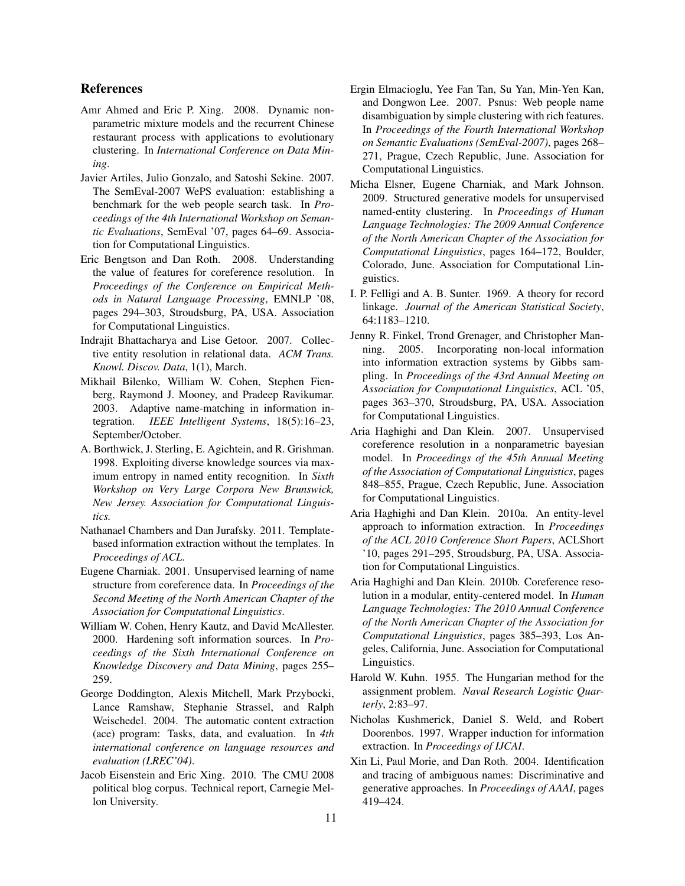## References

Amr Ahmed and Eric P. Xing. 2008. Dynamic non-parametric mixture models and the recurrent Chinese restaurant process with applications to evolutionary clustering. In *International Conference on Data Mining*.

Javier Artiles, Julio Gonzalo, and Satoshi Sekine. 2007. The SemEval-2007 WePS evaluation: establishing a benchmark for the web people search task. In *Proceedings of the 4th International Workshop on Semantic Evaluations*, SemEval '07, pages 64–69. Association for Computational Linguistics.

Eric Bengtson and Dan Roth. 2008. Understanding the value of features for coreference resolution. In *Proceedings of the Conference on Empirical Methods in Natural Language Processing*, EMNLP '08, pages 294–303, Stroudsburg, PA, USA. Association for Computational Linguistics.

Indrajit Bhattacharya and Lise Getoor. 2007. Collective entity resolution in relational data. *ACM Trans. Knowl. Discov. Data*, 1(1), March.

Mikhail Bilenko, William W. Cohen, Stephen Fienberg, Raymond J. Mooney, and Pradeep Ravikumar. 2003. Adaptive name-matching in information integration. *IEEE Intelligent Systems*, 18(5):16–23, September/October.

A. Borthwick, J. Sterling, E. Agichtein, and R. Grishman. 1998. Exploiting diverse knowledge sources via maximum entropy in named entity recognition. In *Sixth Workshop on Very Large Corpora New Brunswick, New Jersey. Association for Computational Linguistics.*

Nathanael Chambers and Dan Jurafsky. 2011. Template-based information extraction without the templates. In *Proceedings of ACL*.

Eugene Charniak. 2001. Unsupervised learning of name structure from coreference data. In *Proceedings of the Second Meeting of the North American Chapter of the Association for Computational Linguistics*.

William W. Cohen, Henry Kautz, and David McAllester. 2000. Hardening soft information sources. In *Proceedings of the Sixth International Conference on Knowledge Discovery and Data Mining*, pages 255–259.

George Doddington, Alexis Mitchell, Mark Przybocki, Lance Ramshaw, Stephanie Strassel, and Ralph Weischedel. 2004. The automatic content extraction (ace) program: Tasks, data, and evaluation. In *4th international conference on language resources and evaluation (LREC'04)*.

Jacob Eisenstein and Eric Xing. 2010. The CMU 2008 political blog corpus. Technical report, Carnegie Mellon University.

Ergin Elmacioglu, Yee Fan Tan, Su Yan, Min-Yen Kan, and Dongwon Lee. 2007. Psnus: Web people name disambiguation by simple clustering with rich features. In *Proceedings of the Fourth International Workshop on Semantic Evaluations (SemEval-2007)*, pages 268–271, Prague, Czech Republic, June. Association for Computational Linguistics.

Micha Elsner, Eugene Charniak, and Mark Johnson. 2009. Structured generative models for unsupervised named-entity clustering. In *Proceedings of Human Language Technologies: The 2009 Annual Conference of the North American Chapter of the Association for Computational Linguistics*, pages 164–172, Boulder, Colorado, June. Association for Computational Linguistics.

I. P. Felligi and A. B. Sunter. 1969. A theory for record linkage. *Journal of the American Statistical Society*, 64:1183–1210.

Jenny R. Finkel, Trond Grenager, and Christopher Manning. 2005. Incorporating non-local information into information extraction systems by Gibbs sampling. In *Proceedings of the 43rd Annual Meeting on Association for Computational Linguistics*, ACL '05, pages 363–370, Stroudsburg, PA, USA. Association for Computational Linguistics.

Aria Haghighi and Dan Klein. 2007. Unsupervised coreference resolution in a nonparametric bayesian model. In *Proceedings of the 45th Annual Meeting of the Association of Computational Linguistics*, pages 848–855, Prague, Czech Republic, June. Association for Computational Linguistics.

Aria Haghighi and Dan Klein. 2010a. An entity-level approach to information extraction. In *Proceedings of the ACL 2010 Conference Short Papers*, ACLShort '10, pages 291–295, Stroudsburg, PA, USA. Association for Computational Linguistics.

Aria Haghighi and Dan Klein. 2010b. Coreference resolution in a modular, entity-centered model. In *Human Language Technologies: The 2010 Annual Conference of the North American Chapter of the Association for Computational Linguistics*, pages 385–393, Los Angeles, California, June. Association for Computational Linguistics.

Harold W. Kuhn. 1955. The Hungarian method for the assignment problem. *Naval Research Logistic Quarterly*, 2:83–97.

Nicholas Kushmerick, Daniel S. Weld, and Robert Doorenbos. 1997. Wrapper induction for information extraction. In *Proceedings of IJCAI*.

Xin Li, Paul Morie, and Dan Roth. 2004. Identification and tracing of ambiguous names: Discriminative and generative approaches. In *Proceedings of AAAI*, pages 419–424.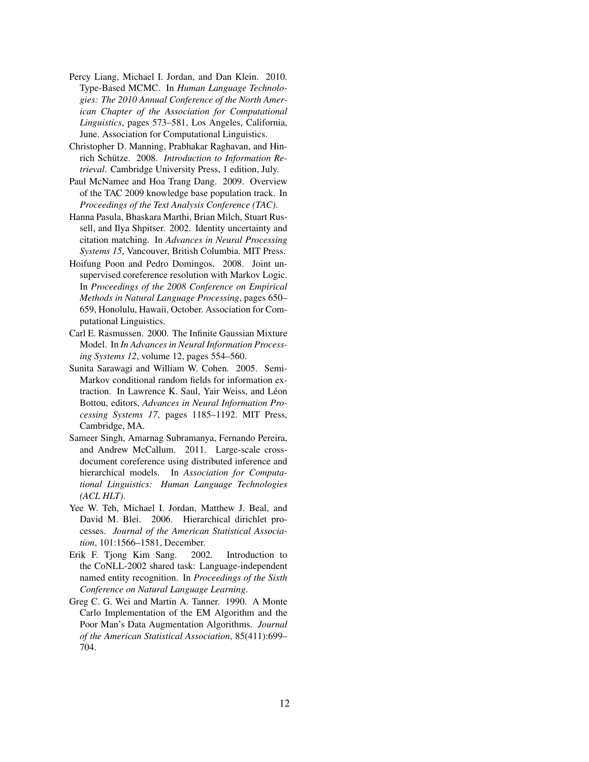Percy Liang, Michael I. Jordan, and Dan Klein. 2010. Type-Based MCMC. In *Human Language Technologies: The 2010 Annual Conference of the North American Chapter of the Association for Computational Linguistics*, pages 573–581, Los Angeles, California, June. Association for Computational Linguistics.

Christopher D. Manning, Prabhakar Raghavan, and Hinrich Schütze. 2008. *Introduction to Information Retrieval*. Cambridge University Press, 1 edition, July.

Paul McNamee and Hoa Trang Dang. 2009. Overview of the TAC 2009 knowledge base population track. In *Proceedings of the Text Analysis Conference (TAC)*.

Hanna Pasula, Bhaskara Marthi, Brian Milch, Stuart Russell, and Ilya Shpitser. 2002. Identity uncertainty and citation matching. In *Advances in Neural Processing Systems 15*, Vancouver, British Columbia. MIT Press.

Hoifung Poon and Pedro Domingos. 2008. Joint unsupervised coreference resolution with Markov Logic. In *Proceedings of the 2008 Conference on Empirical Methods in Natural Language Processing*, pages 650–659, Honolulu, Hawaii, October. Association for Computational Linguistics.

Carl E. Rasmussen. 2000. The Infinite Gaussian Mixture Model. In *In Advances in Neural Information Processing Systems 12*, volume 12, pages 554–560.

Sunita Sarawagi and William W. Cohen. 2005. Semi-Markov conditional random fields for information extraction. In Lawrence K. Saul, Yair Weiss, and Léon Bottou, editors, *Advances in Neural Information Processing Systems 17*, pages 1185–1192. MIT Press, Cambridge, MA.

Sameer Singh, Amarnag Subramanya, Fernando Pereira, and Andrew McCallum. 2011. Large-scale cross-document coreference using distributed inference and hierarchical models. In *Association for Computational Linguistics: Human Language Technologies (ACL HLT)*.

Yee W. Teh, Michael I. Jordan, Matthew J. Beal, and David M. Blei. 2006. Hierarchical dirichlet processes. *Journal of the American Statistical Association*, 101:1566–1581, December.

Erik F. Tjong Kim Sang. 2002. Introduction to the CoNLL-2002 shared task: Language-independent named entity recognition. In *Proceedings of the Sixth Conference on Natural Language Learning*.

Greg C. G. Wei and Martin A. Tanner. 1990. A Monte Carlo Implementation of the EM Algorithm and the Poor Man's Data Augmentation Algorithms. *Journal of the American Statistical Association*, 85(411):699–704.